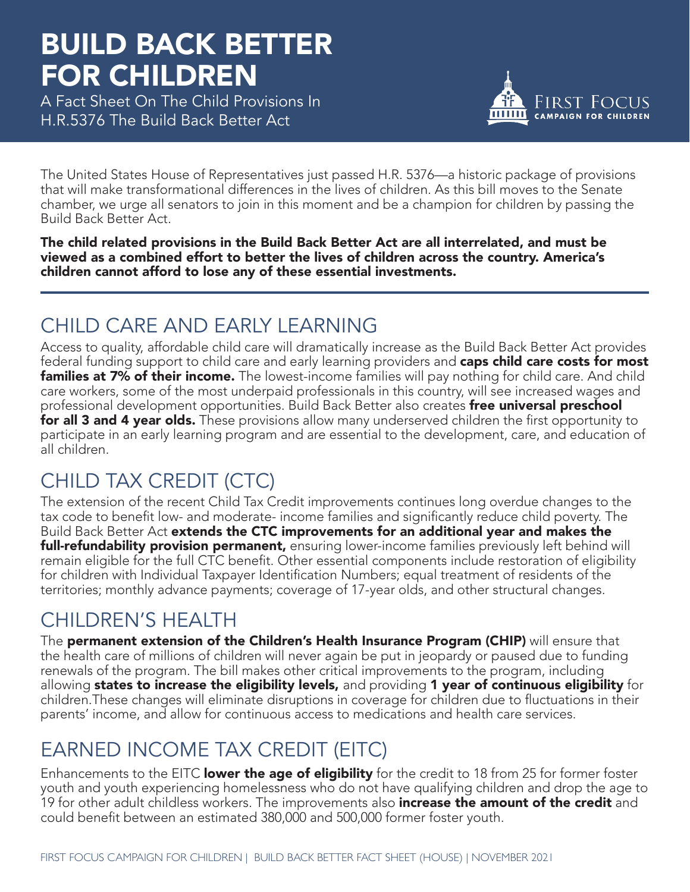# BUILD BACK BETTER FOR CHILDREN

A Fact Sheet On The Child Provisions In H.R.5376 The Build Back Better Act

FIRST FOCUS CAMPAIGN FOR CHILDREN

The United States House of Representatives just passed H.R. 5376—a historic package of provisions that will make transformational differences in the lives of children. As this bill moves to the Senate chamber, we urge all senators to join in this moment and be a champion for children by passing the Build Back Better Act.

**The child related provisions in the Build Back Better Act are all interrelated, and must be viewed as a combined effort to better the lives of children across the country. America's children cannot afford to lose any of these essential investments.**

## CHILD CARE AND EARLY LEARNING

Access to quality, affordable child care will dramatically increase as the Build Back Better Act provides federal funding support to child care and early learning providers and **caps child care costs for most families at 7% of their income.** The lowest-income families will pay nothing for child care. And child care workers, some of the most underpaid professionals in this country, will see increased wages and professional development opportunities. Build Back Better also creates **free universal preschool for all 3 and 4 year olds.** These provisions allow many underserved children the first opportunity to participate in an early learning program and are essential to the development, care, and education of all children.

## CHILD TAX CREDIT (CTC)

The extension of the recent Child Tax Credit improvements continues long overdue changes to the tax code to benefit low- and moderate- income families and significantly reduce child poverty. The Build Back Better Act **extends the CTC improvements for an additional year and makes the full-refundability provision permanent,** ensuring lower-income families previously left behind will remain eligible for the full CTC benefit. Other essential components include restoration of eligibility for children with Individual Taxpayer Identification Numbers; equal treatment of residents of the territories; monthly advance payments; coverage of 17-year olds, and other structural changes.

## CHILDREN'S HEALTH

The **permanent extension of the Children's Health Insurance Program (CHIP)** will ensure that the health care of millions of children will never again be put in jeopardy or paused due to funding renewals of the program. The bill makes other critical improvements to the program, including allowing **states to increase the eligibility levels,** and providing **1 year of continuous eligibility** for children.These changes will eliminate disruptions in coverage for children due to fluctuations in their parents' income, and allow for continuous access to medications and health care services.

## EARNED INCOME TAX CREDIT (EITC)

Enhancements to the EITC **lower the age of eligibility** for the credit to 18 from 25 for former foster youth and youth experiencing homelessness who do not have qualifying children and drop the age to 19 for other adult childless workers. The improvements also **increase the amount of the credit** and could benefit between an estimated 380,000 and 500,000 former foster youth.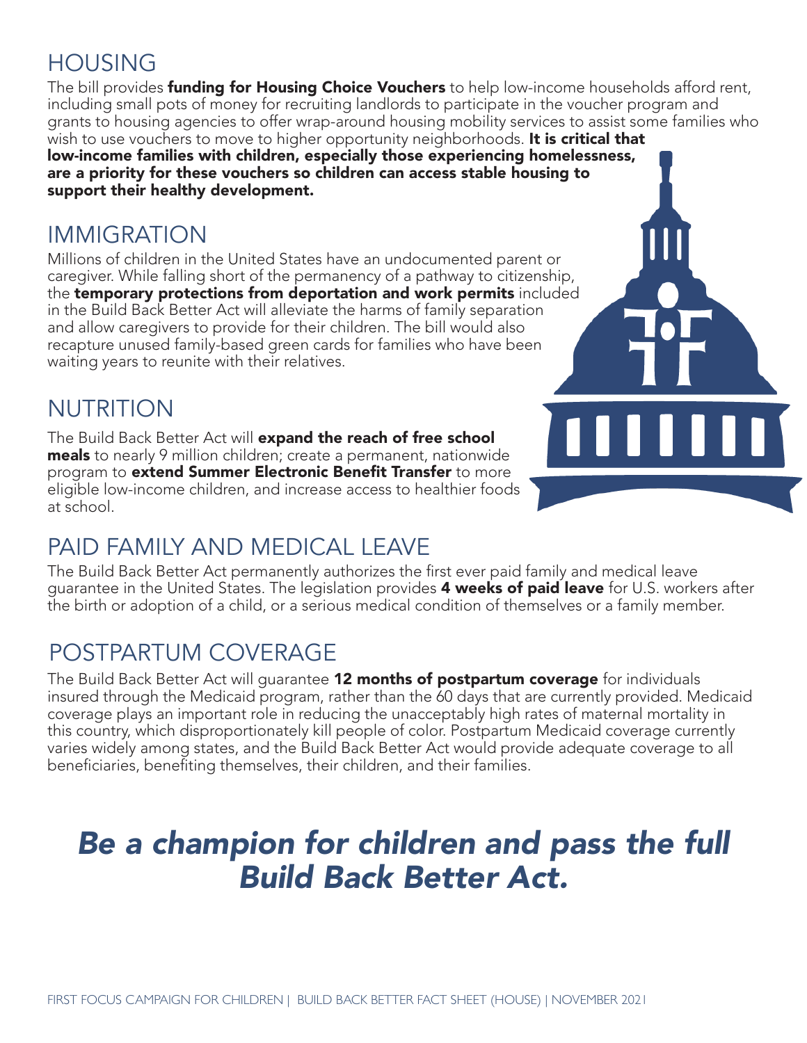## HOUSING

The bill provides **funding for Housing Choice Vouchers** to help low-income households afford rent, including small pots of money for recruiting landlords to participate in the voucher program and grants to housing agencies to offer wrap-around housing mobility services to assist some families who wish to use vouchers to move to higher opportunity neighborhoods. **It is critical that low-income families with children, especially those experiencing homelessness, are a priority for these vouchers so children can access stable housing to support their healthy development.**

## IMMIGRATION

Millions of children in the United States have an undocumented parent or caregiver. While falling short of the permanency of a pathway to citizenship, the **temporary protections from deportation and work permits** included in the Build Back Better Act will alleviate the harms of family separation and allow caregivers to provide for their children. The bill would also recapture unused family-based green cards for families who have been waiting years to reunite with their relatives.

## NUTRITION

The Build Back Better Act will **expand the reach of free school meals** to nearly 9 million children; create a permanent, nationwide program to **extend Summer Electronic Benefit Transfer** to more eligible low-income children, and increase access to healthier foods at school.

## PAID FAMILY AND MEDICAL LEAVE

The Build Back Better Act permanently authorizes the first ever paid family and medical leave guarantee in the United States. The legislation provides **4 weeks of paid leave** for U.S. workers after the birth or adoption of a child, or a serious medical condition of themselves or a family member.

## POSTPARTUM COVERAGE

The Build Back Better Act will guarantee **12 months of postpartum coverage** for individuals insured through the Medicaid program, rather than the 60 days that are currently provided. Medicaid coverage plays an important role in reducing the unacceptably high rates of maternal mortality in this country, which disproportionately kill people of color. Postpartum Medicaid coverage currently varies widely among states, and the Build Back Better Act would provide adequate coverage to all beneficiaries, benefiting themselves, their children, and their families.

***Be a champion for children and pass the full Build Back Better Act.***